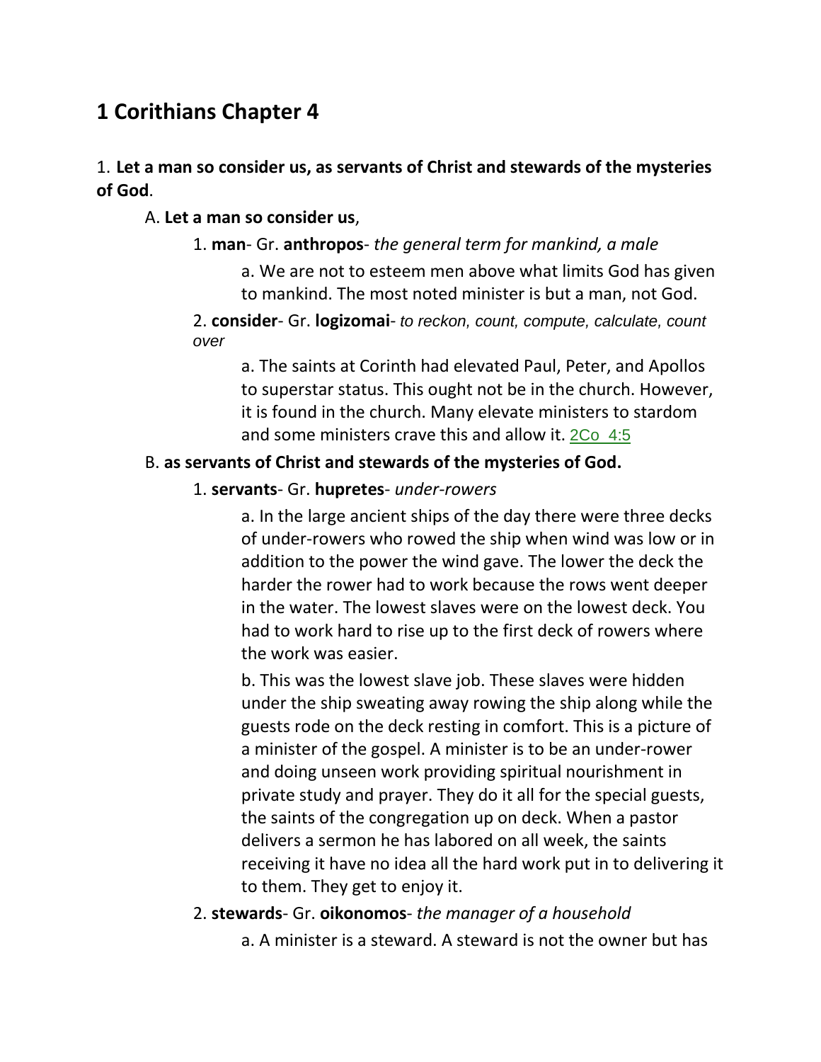## 1 Corithians Chapter 4

1. **Let a man so consider us, as servants of Christ and stewards of the mysteries of God**.

A. **Let a man so consider us**,

1. **man**- Gr. **anthropos**- *the general term for mankind, a male*

a. We are not to esteem men above what limits God has given to mankind. The most noted minister is but a man, not God.

2. **consider**- Gr. **logizomai**- *to reckon, count, compute, calculate, count over*

a. The saints at Corinth had elevated Paul, Peter, and Apollos to superstar status. This ought not be in the church. However, it is found in the church. Many elevate ministers to stardom and some ministers crave this and allow it. 2Co_4:5

B. **as servants of Christ and stewards of the mysteries of God.**

1. **servants**- Gr. **hupretes**- *under-rowers*

a. In the large ancient ships of the day there were three decks of under-rowers who rowed the ship when wind was low or in addition to the power the wind gave. The lower the deck the harder the rower had to work because the rows went deeper in the water. The lowest slaves were on the lowest deck. You had to work hard to rise up to the first deck of rowers where the work was easier.

b. This was the lowest slave job. These slaves were hidden under the ship sweating away rowing the ship along while the guests rode on the deck resting in comfort. This is a picture of a minister of the gospel. A minister is to be an under-rower and doing unseen work providing spiritual nourishment in private study and prayer. They do it all for the special guests, the saints of the congregation up on deck. When a pastor delivers a sermon he has labored on all week, the saints receiving it have no idea all the hard work put in to delivering it to them. They get to enjoy it.

2. **stewards**- Gr. **oikonomos**- *the manager of a household*

a. A minister is a steward. A steward is not the owner but has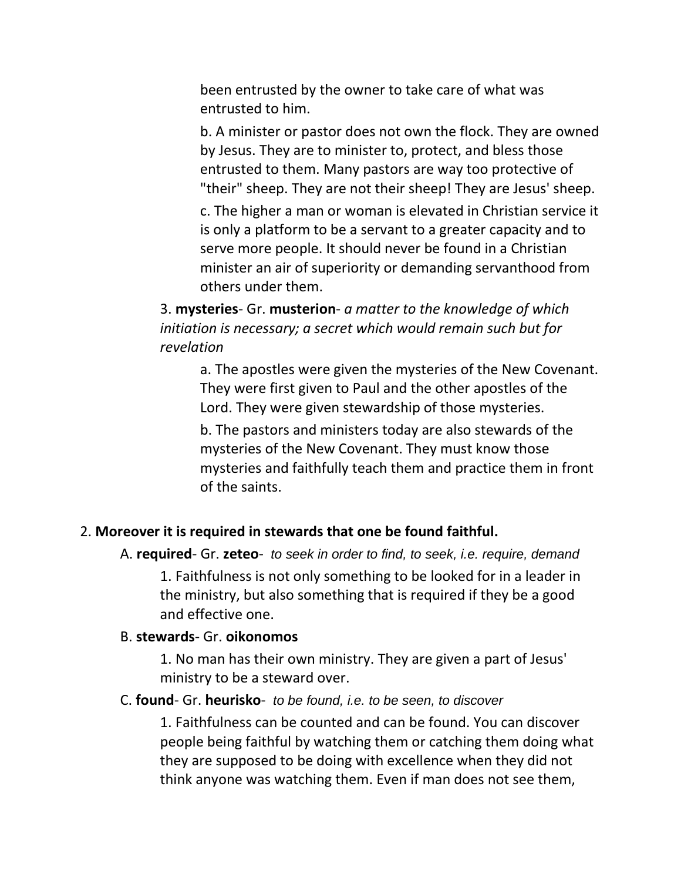been entrusted by the owner to take care of what was entrusted to him.

b. A minister or pastor does not own the flock. They are owned by Jesus. They are to minister to, protect, and bless those entrusted to them. Many pastors are way too protective of "their" sheep. They are not their sheep! They are Jesus' sheep.

c. The higher a man or woman is elevated in Christian service it is only a platform to be a servant to a greater capacity and to serve more people. It should never be found in a Christian minister an air of superiority or demanding servanthood from others under them.

3. **mysteries**- Gr. **musterion**- *a matter to the knowledge of which initiation is necessary; a secret which would remain such but for revelation*

a. The apostles were given the mysteries of the New Covenant. They were first given to Paul and the other apostles of the Lord. They were given stewardship of those mysteries.

b. The pastors and ministers today are also stewards of the mysteries of the New Covenant. They must know those mysteries and faithfully teach them and practice them in front of the saints.

2. **Moreover it is required in stewards that one be found faithful.**

A. **required**- Gr. **zeteo**- *to seek in order to find, to seek, i.e. require, demand*

1. Faithfulness is not only something to be looked for in a leader in the ministry, but also something that is required if they be a good and effective one.

B. **stewards**- Gr. **oikonomos**

1. No man has their own ministry. They are given a part of Jesus' ministry to be a steward over.

C. **found**- Gr. **heurisko**- *to be found, i.e. to be seen, to discover*

1. Faithfulness can be counted and can be found. You can discover people being faithful by watching them or catching them doing what they are supposed to be doing with excellence when they did not think anyone was watching them. Even if man does not see them,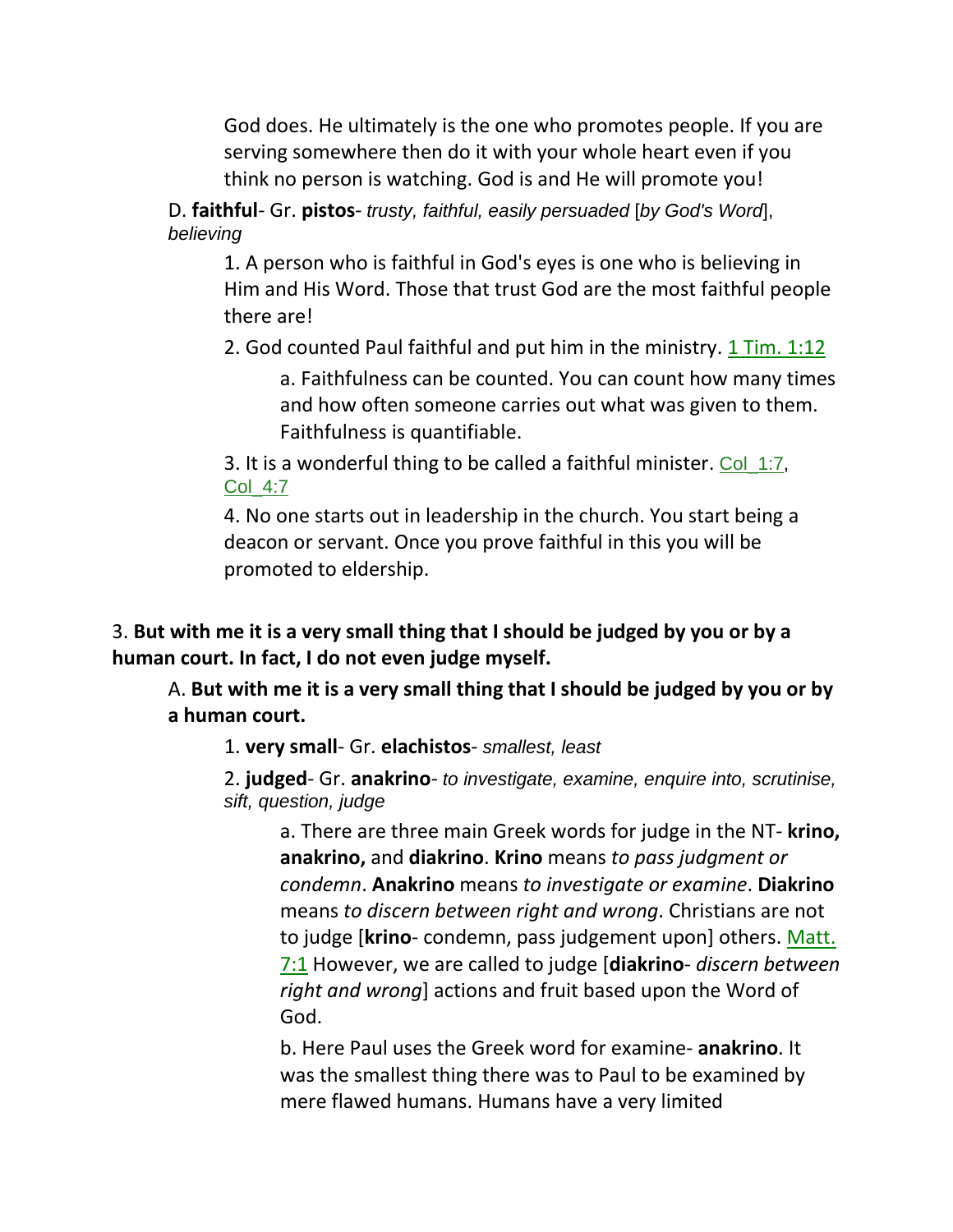God does. He ultimately is the one who promotes people. If you are serving somewhere then do it with your whole heart even if you think no person is watching. God is and He will promote you!

D. **faithful**- Gr. **pistos**- *trusty, faithful, easily persuaded* [*by God's Word*], *believing*

1. A person who is faithful in God's eyes is one who is believing in Him and His Word. Those that trust God are the most faithful people there are!

2. God counted Paul faithful and put him in the ministry. 1 Tim. 1:12

a. Faithfulness can be counted. You can count how many times and how often someone carries out what was given to them. Faithfulness is quantifiable.

3. It is a wonderful thing to be called a faithful minister. Col_1:7, Col_4:7

4. No one starts out in leadership in the church. You start being a deacon or servant. Once you prove faithful in this you will be promoted to eldership.

3. **But with me it is a very small thing that I should be judged by you or by a human court. In fact, I do not even judge myself.**

A. **But with me it is a very small thing that I should be judged by you or by a human court.**

1. **very small**- Gr. **elachistos**- *smallest, least*

2. **judged**- Gr. **anakrino**- *to investigate, examine, enquire into, scrutinise, sift, question, judge*

a. There are three main Greek words for judge in the NT- **krino, anakrino,** and **diakrino**. **Krino** means *to pass judgment or condemn*. **Anakrino** means *to investigate or examine*. **Diakrino** means *to discern between right and wrong*. Christians are not to judge [**krino**- condemn, pass judgement upon] others. Matt. 7:1 However, we are called to judge [**diakrino**- *discern between right and wrong*] actions and fruit based upon the Word of God.

b. Here Paul uses the Greek word for examine- **anakrino**. It was the smallest thing there was to Paul to be examined by mere flawed humans. Humans have a very limited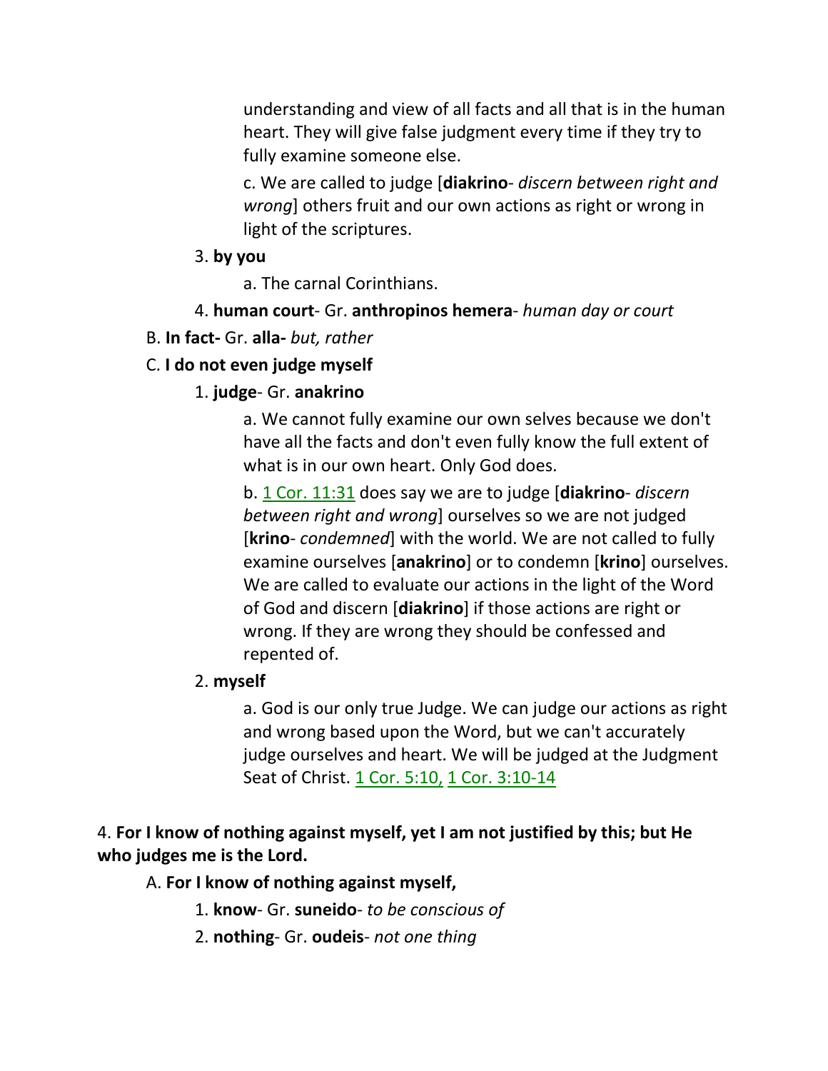understanding and view of all facts and all that is in the human heart. They will give false judgment every time if they try to fully examine someone else.

c. We are called to judge [**diakrino**- *discern between right and wrong*] others fruit and our own actions as right or wrong in light of the scriptures.

3. **by you**

a. The carnal Corinthians.

4. **human court**- Gr. **anthropinos hemera**- *human day or court*

B. **In fact-** Gr. **alla-** *but, rather*

C. **I do not even judge myself**

1. **judge**- Gr. **anakrino**

a. We cannot fully examine our own selves because we don't have all the facts and don't even fully know the full extent of what is in our own heart. Only God does.

b. 1 Cor. 11:31 does say we are to judge [**diakrino**- *discern between right and wrong*] ourselves so we are not judged [**krino**- *condemned*] with the world. We are not called to fully examine ourselves [**anakrino**] or to condemn [**krino**] ourselves. We are called to evaluate our actions in the light of the Word of God and discern [**diakrino**] if those actions are right or wrong. If they are wrong they should be confessed and repented of.

2. **myself**

a. God is our only true Judge. We can judge our actions as right and wrong based upon the Word, but we can't accurately judge ourselves and heart. We will be judged at the Judgment Seat of Christ. 1 Cor. 5:10, 1 Cor. 3:10-14

4. **For I know of nothing against myself, yet I am not justified by this; but He who judges me is the Lord.**

A. **For I know of nothing against myself,**

1. **know**- Gr. **suneido**- *to be conscious of*

2. **nothing**- Gr. **oudeis**- *not one thing*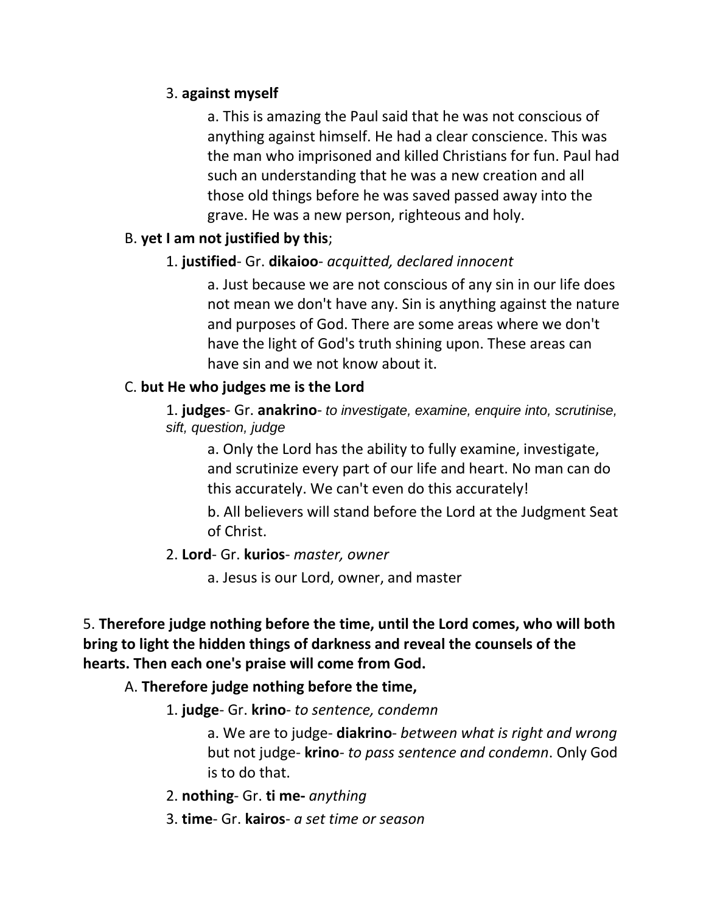3. **against myself**

a. This is amazing the Paul said that he was not conscious of anything against himself. He had a clear conscience. This was the man who imprisoned and killed Christians for fun. Paul had such an understanding that he was a new creation and all those old things before he was saved passed away into the grave. He was a new person, righteous and holy.

B. **yet I am not justified by this**;

1. **justified**- Gr. **dikaioo**- *acquitted, declared innocent*

a. Just because we are not conscious of any sin in our life does not mean we don't have any. Sin is anything against the nature and purposes of God. There are some areas where we don't have the light of God's truth shining upon. These areas can have sin and we not know about it.

C. **but He who judges me is the Lord**

1. **judges**- Gr. **anakrino**- *to investigate, examine, enquire into, scrutinise, sift, question, judge*

a. Only the Lord has the ability to fully examine, investigate, and scrutinize every part of our life and heart. No man can do this accurately. We can't even do this accurately!

b. All believers will stand before the Lord at the Judgment Seat of Christ.

2. **Lord**- Gr. **kurios**- *master, owner*

a. Jesus is our Lord, owner, and master

5. **Therefore judge nothing before the time, until the Lord comes, who will both bring to light the hidden things of darkness and reveal the counsels of the hearts. Then each one's praise will come from God.**

A. **Therefore judge nothing before the time,**

1. **judge**- Gr. **krino**- *to sentence, condemn*

a. We are to judge- **diakrino**- *between what is right and wrong* but not judge- **krino**- *to pass sentence and condemn*. Only God is to do that.

2. **nothing**- Gr. **ti me-** *anything*

3. **time**- Gr. **kairos**- *a set time or season*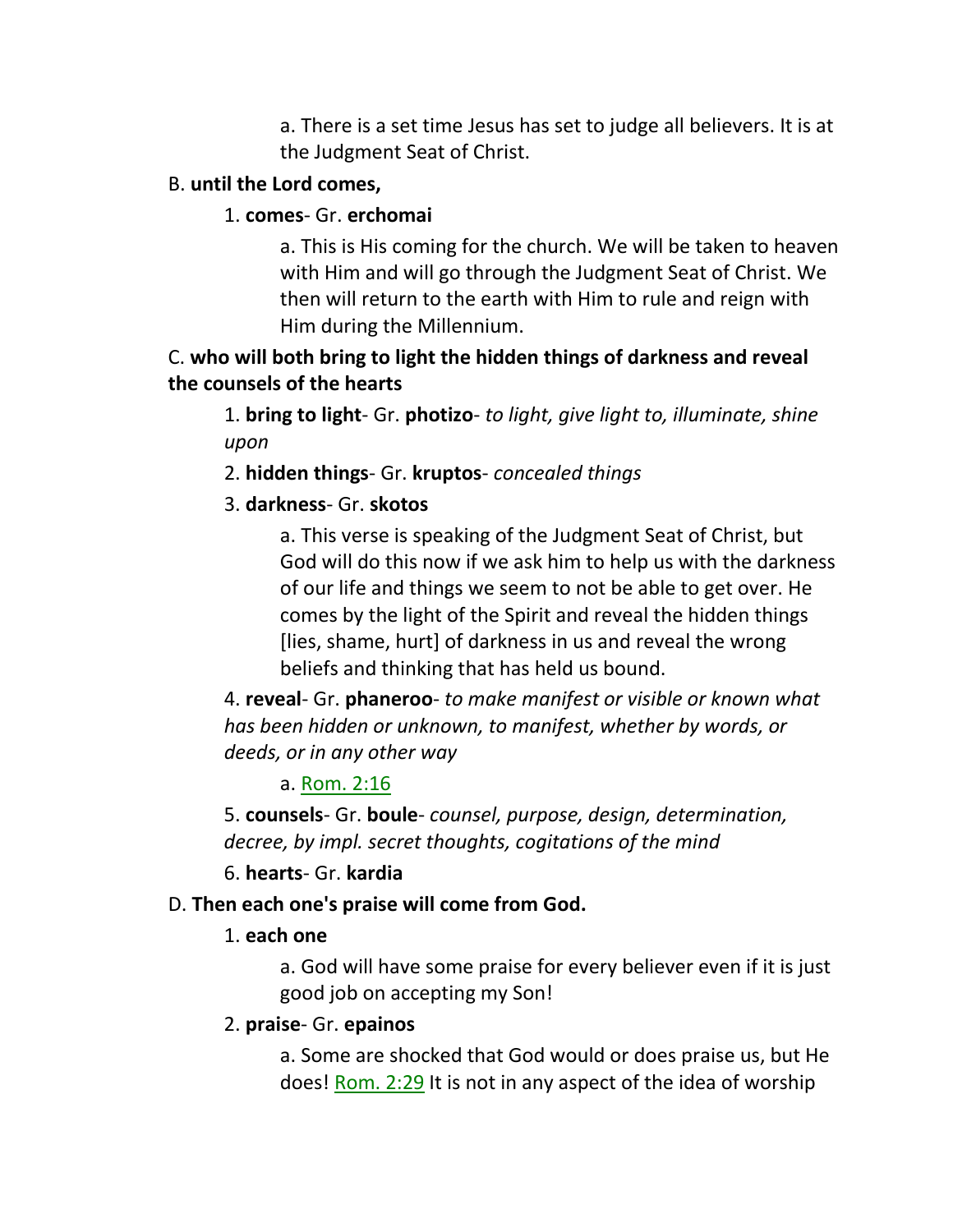a. There is a set time Jesus has set to judge all believers. It is at the Judgment Seat of Christ.

B. **until the Lord comes,**

1. **comes**- Gr. **erchomai**

a. This is His coming for the church. We will be taken to heaven with Him and will go through the Judgment Seat of Christ. We then will return to the earth with Him to rule and reign with Him during the Millennium.

C. **who will both bring to light the hidden things of darkness and reveal the counsels of the hearts**

1. **bring to light**- Gr. **photizo**- *to light, give light to, illuminate, shine upon*

2. **hidden things**- Gr. **kruptos**- *concealed things*

3. **darkness**- Gr. **skotos**

a. This verse is speaking of the Judgment Seat of Christ, but God will do this now if we ask him to help us with the darkness of our life and things we seem to not be able to get over. He comes by the light of the Spirit and reveal the hidden things [lies, shame, hurt] of darkness in us and reveal the wrong beliefs and thinking that has held us bound.

4. **reveal**- Gr. **phaneroo**- *to make manifest or visible or known what has been hidden or unknown, to manifest, whether by words, or deeds, or in any other way*

a. Rom. 2:16

5. **counsels**- Gr. **boule**- *counsel, purpose, design, determination, decree, by impl. secret thoughts, cogitations of the mind*

6. **hearts**- Gr. **kardia**

D. **Then each one's praise will come from God.**

1. **each one**

a. God will have some praise for every believer even if it is just good job on accepting my Son!

2. **praise**- Gr. **epainos**

a. Some are shocked that God would or does praise us, but He does! Rom. 2:29 It is not in any aspect of the idea of worship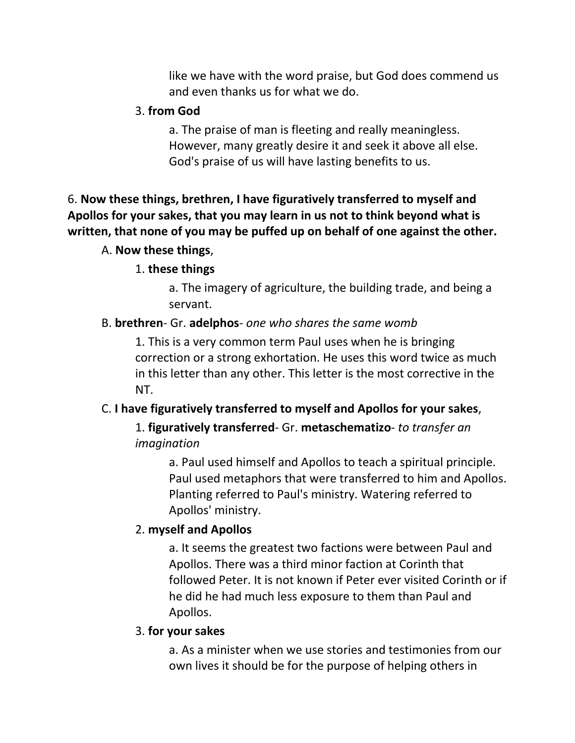like we have with the word praise, but God does commend us and even thanks us for what we do.

3. **from God**

a. The praise of man is fleeting and really meaningless. However, many greatly desire it and seek it above all else. God's praise of us will have lasting benefits to us.

6. **Now these things, brethren, I have figuratively transferred to myself and Apollos for your sakes, that you may learn in us not to think beyond what is written, that none of you may be puffed up on behalf of one against the other.**

A. **Now these things**,

1. **these things**

a. The imagery of agriculture, the building trade, and being a servant.

B. **brethren**- Gr. **adelphos**- *one who shares the same womb*

1. This is a very common term Paul uses when he is bringing correction or a strong exhortation. He uses this word twice as much in this letter than any other. This letter is the most corrective in the NT.

C. **I have figuratively transferred to myself and Apollos for your sakes**,

1. **figuratively transferred**- Gr. **metaschematizo**- *to transfer an imagination*

a. Paul used himself and Apollos to teach a spiritual principle. Paul used metaphors that were transferred to him and Apollos. Planting referred to Paul's ministry. Watering referred to Apollos' ministry.

2. **myself and Apollos**

a. It seems the greatest two factions were between Paul and Apollos. There was a third minor faction at Corinth that followed Peter. It is not known if Peter ever visited Corinth or if he did he had much less exposure to them than Paul and Apollos.

3. **for your sakes**

a. As a minister when we use stories and testimonies from our own lives it should be for the purpose of helping others in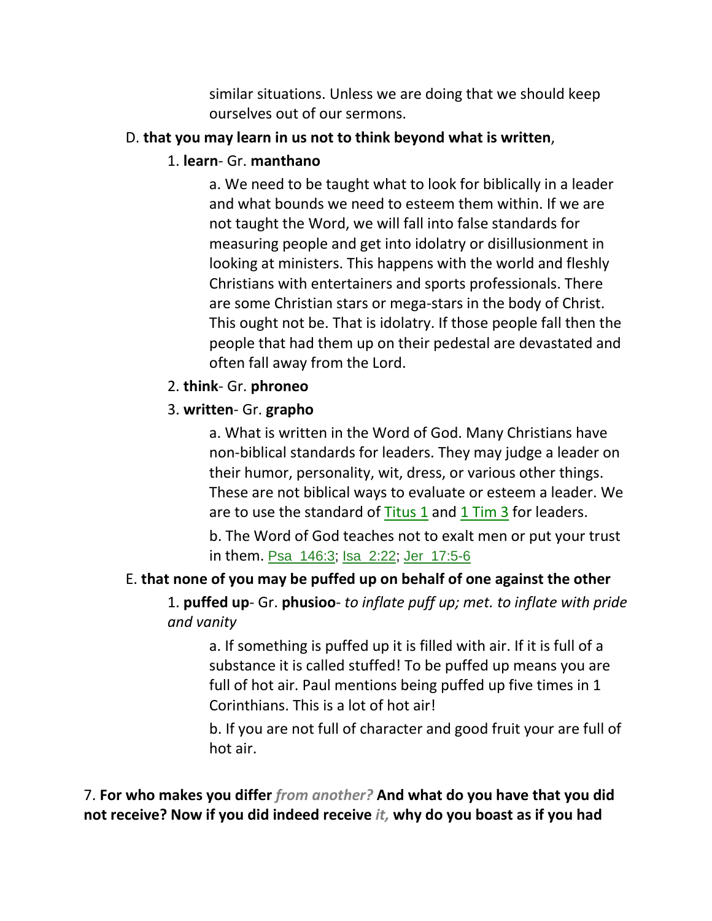similar situations. Unless we are doing that we should keep ourselves out of our sermons.

D. **that you may learn in us not to think beyond what is written**,

1. **learn**- Gr. **manthano**

a. We need to be taught what to look for biblically in a leader and what bounds we need to esteem them within. If we are not taught the Word, we will fall into false standards for measuring people and get into idolatry or disillusionment in looking at ministers. This happens with the world and fleshly Christians with entertainers and sports professionals. There are some Christian stars or mega-stars in the body of Christ. This ought not be. That is idolatry. If those people fall then the people that had them up on their pedestal are devastated and often fall away from the Lord.

2. **think**- Gr. **phroneo**

3. **written**- Gr. **grapho**

a. What is written in the Word of God. Many Christians have non-biblical standards for leaders. They may judge a leader on their humor, personality, wit, dress, or various other things. These are not biblical ways to evaluate or esteem a leader. We are to use the standard of Titus 1 and 1 Tim 3 for leaders.

b. The Word of God teaches not to exalt men or put your trust in them. Psa_146:3; Isa_2:22; Jer_17:5-6

E. **that none of you may be puffed up on behalf of one against the other**

1. **puffed up**- Gr. **phusioo**- *to inflate puff up; met. to inflate with pride and vanity*

a. If something is puffed up it is filled with air. If it is full of a substance it is called stuffed! To be puffed up means you are full of hot air. Paul mentions being puffed up five times in 1 Corinthians. This is a lot of hot air!

b. If you are not full of character and good fruit your are full of hot air.

7. **For who makes you differ** *from another?* **And what do you have that you did not receive? Now if you did indeed receive** *it,* **why do you boast as if you had**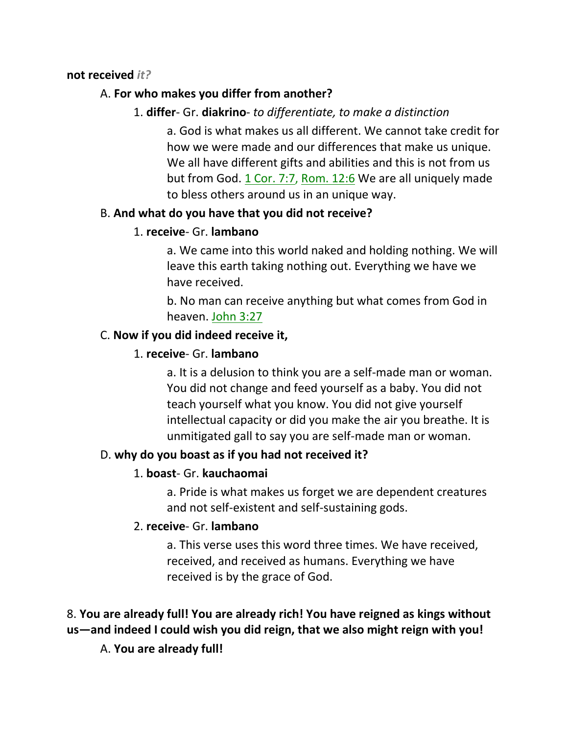**not received** ***it?***

A. **For who makes you differ from another?**

1. **differ**- Gr. **diakrino**- *to differentiate, to make a distinction*

a. God is what makes us all different. We cannot take credit for how we were made and our differences that make us unique. We all have different gifts and abilities and this is not from us but from God. 1 Cor. 7:7, Rom. 12:6 We are all uniquely made to bless others around us in an unique way.

B. **And what do you have that you did not receive?**

1. **receive**- Gr. **lambano**

a. We came into this world naked and holding nothing. We will leave this earth taking nothing out. Everything we have we have received.

b. No man can receive anything but what comes from God in heaven. John 3:27

C. **Now if you did indeed receive it,**

1. **receive**- Gr. **lambano**

a. It is a delusion to think you are a self-made man or woman. You did not change and feed yourself as a baby. You did not teach yourself what you know. You did not give yourself intellectual capacity or did you make the air you breathe. It is unmitigated gall to say you are self-made man or woman.

D. **why do you boast as if you had not received it?**

1. **boast**- Gr. **kauchaomai**

a. Pride is what makes us forget we are dependent creatures and not self-existent and self-sustaining gods.

2. **receive**- Gr. **lambano**

a. This verse uses this word three times. We have received, received, and received as humans. Everything we have received is by the grace of God.

8. **You are already full! You are already rich! You have reigned as kings without us—and indeed I could wish you did reign, that we also might reign with you!**

A. **You are already full!**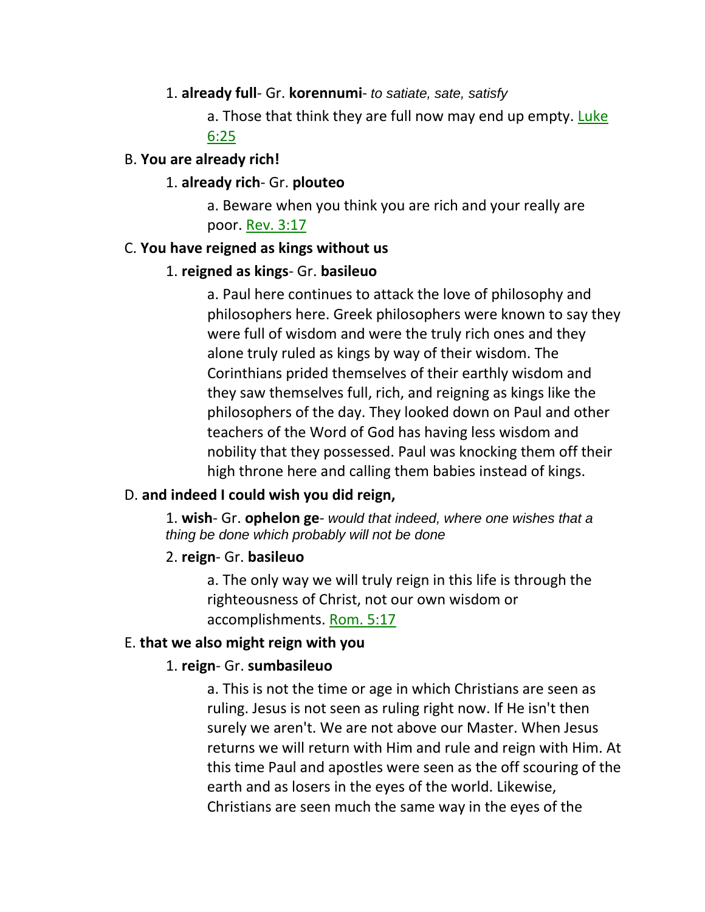1. **already full**- Gr. **korennumi**- *to satiate, sate, satisfy*

   a. Those that think they are full now may end up empty. Luke 6:25

B. **You are already rich!**

1. **already rich**- Gr. **plouteo**

   a. Beware when you think you are rich and your really are poor. Rev. 3:17

C. **You have reigned as kings without us**

1. **reigned as kings**- Gr. **basileuo**

   a. Paul here continues to attack the love of philosophy and philosophers here. Greek philosophers were known to say they were full of wisdom and were the truly rich ones and they alone truly ruled as kings by way of their wisdom. The Corinthians prided themselves of their earthly wisdom and they saw themselves full, rich, and reigning as kings like the philosophers of the day. They looked down on Paul and other teachers of the Word of God has having less wisdom and nobility that they possessed. Paul was knocking them off their high throne here and calling them babies instead of kings.

D. **and indeed I could wish you did reign,**

1. **wish**- Gr. **ophelon ge**- *would that indeed, where one wishes that a thing be done which probably will not be done*

2. **reign**- Gr. **basileuo**

   a. The only way we will truly reign in this life is through the righteousness of Christ, not our own wisdom or accomplishments. Rom. 5:17

E. **that we also might reign with you**

1. **reign**- Gr. **sumbasileuo**

   a. This is not the time or age in which Christians are seen as ruling. Jesus is not seen as ruling right now. If He isn't then surely we aren't. We are not above our Master. When Jesus returns we will return with Him and rule and reign with Him. At this time Paul and apostles were seen as the off scouring of the earth and as losers in the eyes of the world. Likewise, Christians are seen much the same way in the eyes of the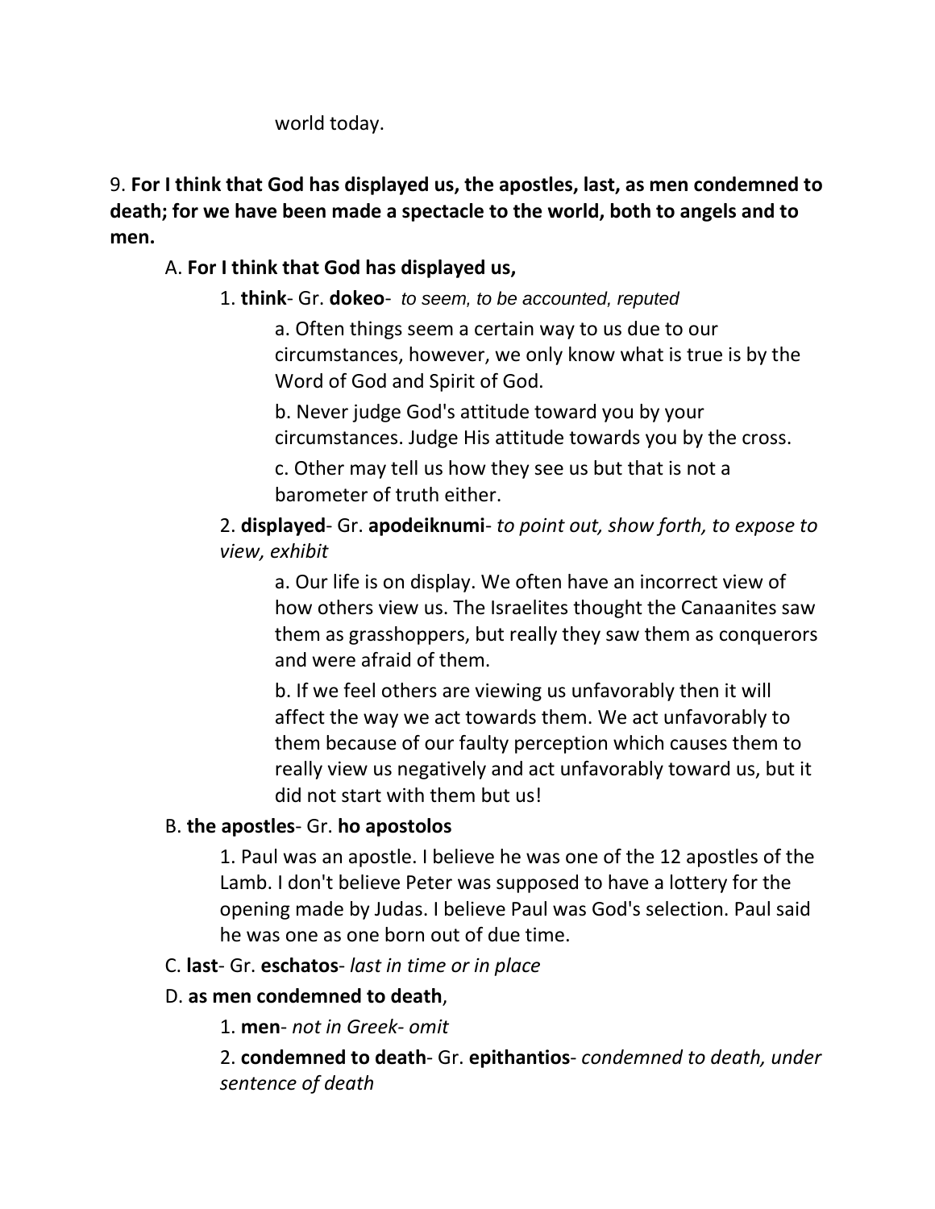world today.

9. **For I think that God has displayed us, the apostles, last, as men condemned to death; for we have been made a spectacle to the world, both to angels and to men.**

A. **For I think that God has displayed us,**

1. **think**- Gr. **dokeo**- *to seem, to be accounted, reputed*

a. Often things seem a certain way to us due to our circumstances, however, we only know what is true is by the Word of God and Spirit of God.

b. Never judge God's attitude toward you by your circumstances. Judge His attitude towards you by the cross.

c. Other may tell us how they see us but that is not a barometer of truth either.

2. **displayed**- Gr. **apodeiknumi**- *to point out, show forth, to expose to view, exhibit*

a. Our life is on display. We often have an incorrect view of how others view us. The Israelites thought the Canaanites saw them as grasshoppers, but really they saw them as conquerors and were afraid of them.

b. If we feel others are viewing us unfavorably then it will affect the way we act towards them. We act unfavorably to them because of our faulty perception which causes them to really view us negatively and act unfavorably toward us, but it did not start with them but us!

B. **the apostles**- Gr. **ho apostolos**

1. Paul was an apostle. I believe he was one of the 12 apostles of the Lamb. I don't believe Peter was supposed to have a lottery for the opening made by Judas. I believe Paul was God's selection. Paul said he was one as one born out of due time.

C. **last**- Gr. **eschatos**- *last in time or in place*

D. **as men condemned to death**,

1. **men**- *not in Greek- omit*

2. **condemned to death**- Gr. **epithantios**- *condemned to death, under sentence of death*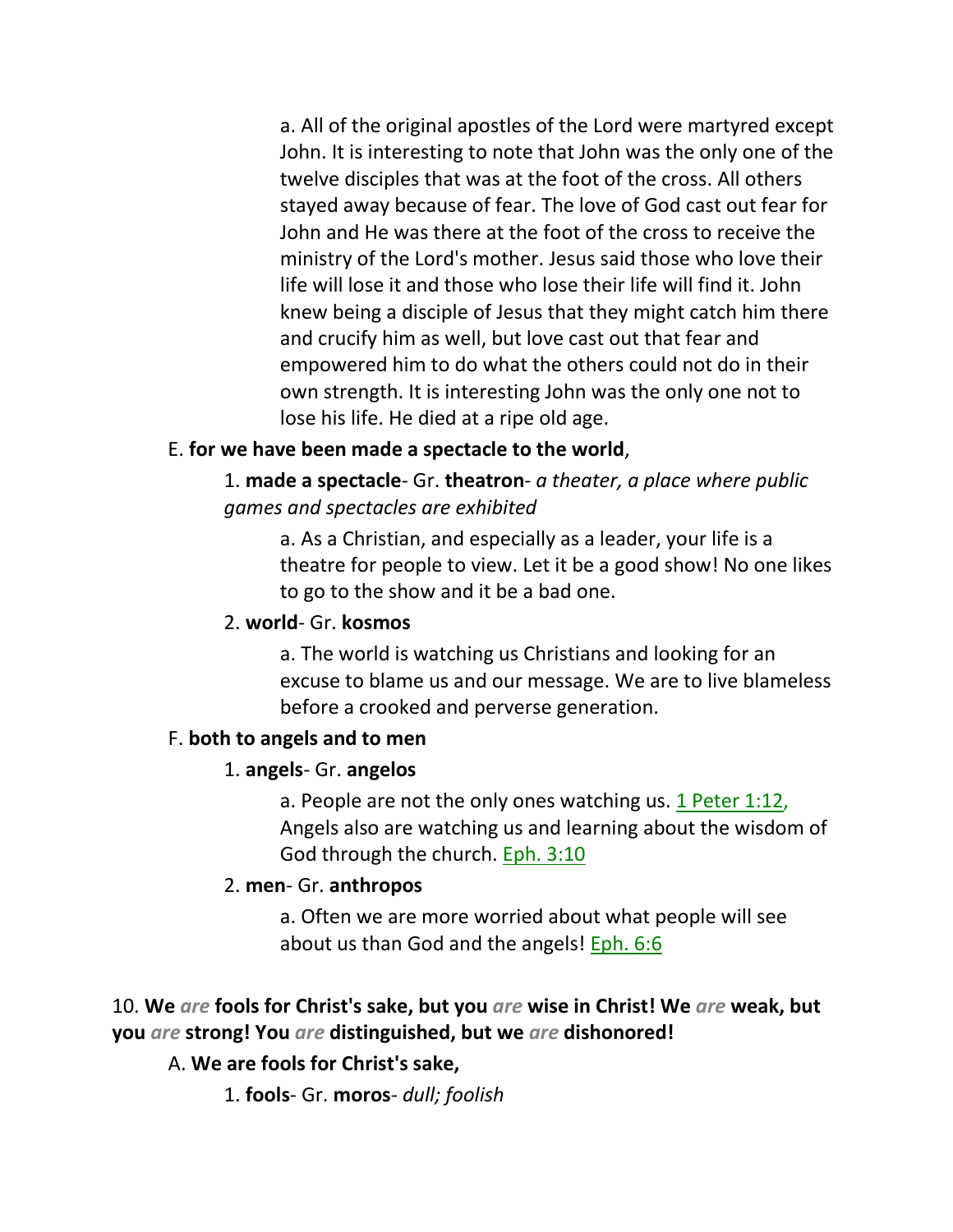a. All of the original apostles of the Lord were martyred except John. It is interesting to note that John was the only one of the twelve disciples that was at the foot of the cross. All others stayed away because of fear. The love of God cast out fear for John and He was there at the foot of the cross to receive the ministry of the Lord's mother. Jesus said those who love their life will lose it and those who lose their life will find it. John knew being a disciple of Jesus that they might catch him there and crucify him as well, but love cast out that fear and empowered him to do what the others could not do in their own strength. It is interesting John was the only one not to lose his life. He died at a ripe old age.

E. **for we have been made a spectacle to the world**,

1. **made a spectacle**- Gr. **theatron**- *a theater, a place where public games and spectacles are exhibited*

a. As a Christian, and especially as a leader, your life is a theatre for people to view. Let it be a good show! No one likes to go to the show and it be a bad one.

2. **world**- Gr. **kosmos**

a. The world is watching us Christians and looking for an excuse to blame us and our message. We are to live blameless before a crooked and perverse generation.

F. **both to angels and to men**

1. **angels**- Gr. **angelos**

a. People are not the only ones watching us. 1 Peter 1:12, Angels also are watching us and learning about the wisdom of God through the church. Eph. 3:10

2. **men**- Gr. **anthropos**

a. Often we are more worried about what people will see about us than God and the angels! Eph. 6:6

10. **We** ***are*** **fools for Christ's sake, but you** ***are*** **wise in Christ! We** ***are*** **weak, but you** ***are*** **strong! You** ***are*** **distinguished, but we** ***are*** **dishonored!**

A. **We are fools for Christ's sake,**

1. **fools**- Gr. **moros**- *dull; foolish*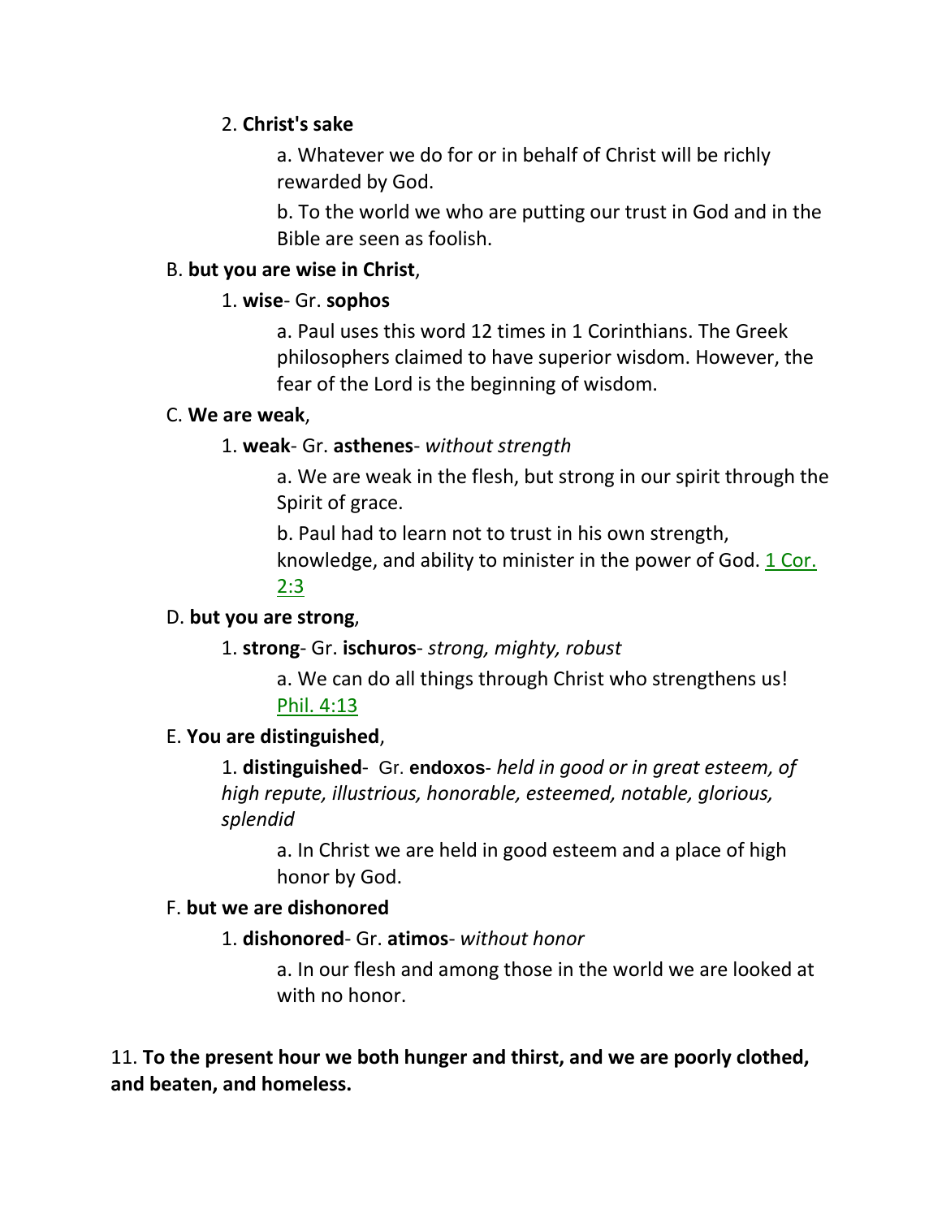2. **Christ's sake**

a. Whatever we do for or in behalf of Christ will be richly rewarded by God.

b. To the world we who are putting our trust in God and in the Bible are seen as foolish.

B. **but you are wise in Christ**,

1. **wise**- Gr. **sophos**

a. Paul uses this word 12 times in 1 Corinthians. The Greek philosophers claimed to have superior wisdom. However, the fear of the Lord is the beginning of wisdom.

C. **We are weak**,

1. **weak**- Gr. **asthenes**- *without strength*

a. We are weak in the flesh, but strong in our spirit through the Spirit of grace.

b. Paul had to learn not to trust in his own strength, knowledge, and ability to minister in the power of God. 1 Cor. 2:3

D. **but you are strong**,

1. **strong**- Gr. **ischuros**- *strong, mighty, robust*

a. We can do all things through Christ who strengthens us! Phil. 4:13

E. **You are distinguished**,

1. **distinguished**- Gr. **endoxos**- *held in good or in great esteem, of high repute, illustrious, honorable, esteemed, notable, glorious, splendid*

a. In Christ we are held in good esteem and a place of high honor by God.

F. **but we are dishonored**

1. **dishonored**- Gr. **atimos**- *without honor*

a. In our flesh and among those in the world we are looked at with no honor.

11. **To the present hour we both hunger and thirst, and we are poorly clothed, and beaten, and homeless.**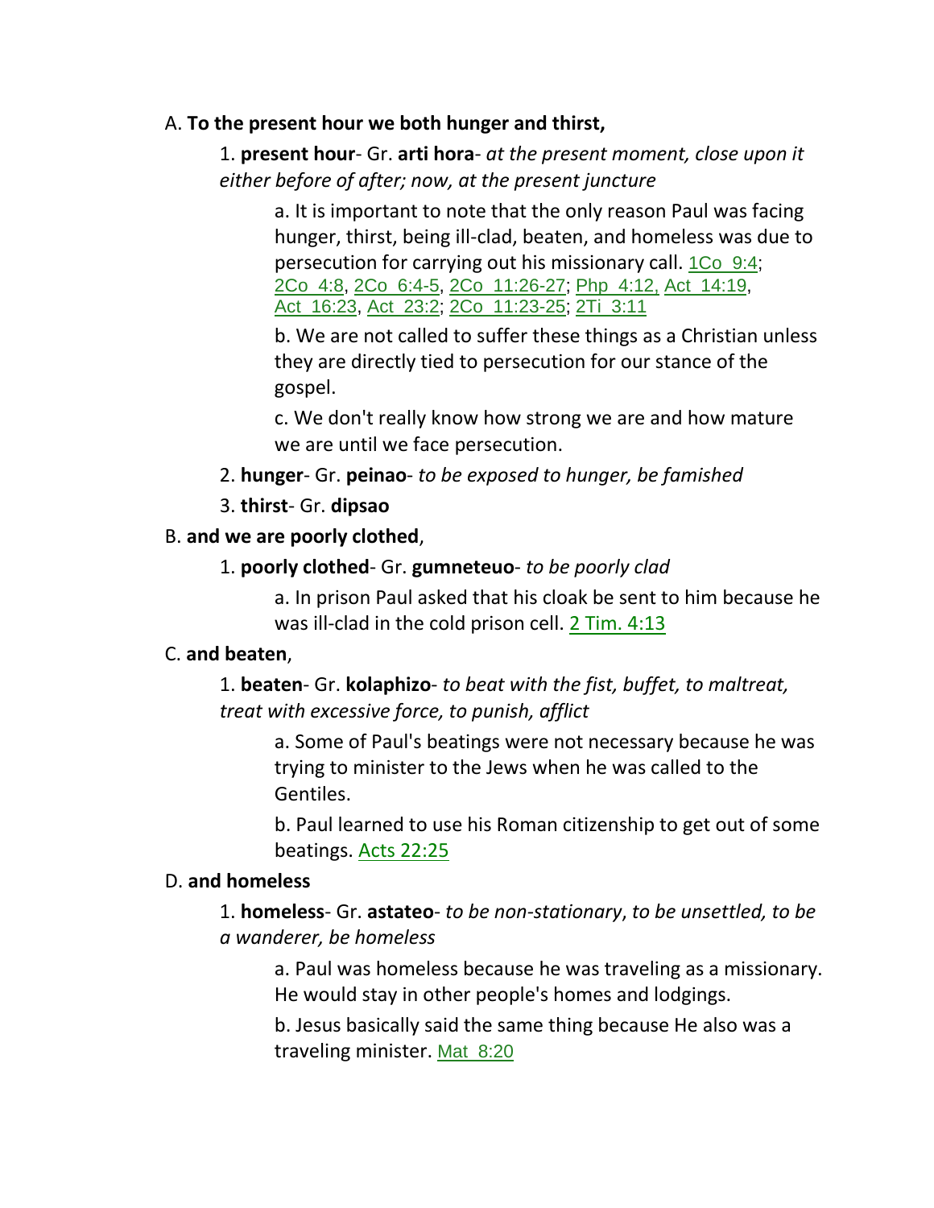A. **To the present hour we both hunger and thirst,**

1. **present hour**- Gr. **arti hora**- *at the present moment, close upon it either before of after; now, at the present juncture*

a. It is important to note that the only reason Paul was facing hunger, thirst, being ill-clad, beaten, and homeless was due to persecution for carrying out his missionary call. 1Co 9:4; 2Co 4:8, 2Co 6:4-5, 2Co 11:26-27; Php 4:12, Act 14:19, Act 16:23, Act 23:2; 2Co 11:23-25; 2Ti 3:11

b. We are not called to suffer these things as a Christian unless they are directly tied to persecution for our stance of the gospel.

c. We don't really know how strong we are and how mature we are until we face persecution.

2. **hunger**- Gr. **peinao**- *to be exposed to hunger, be famished*

3. **thirst**- Gr. **dipsao**

B. **and we are poorly clothed**,

1. **poorly clothed**- Gr. **gumneteuo**- *to be poorly clad*

a. In prison Paul asked that his cloak be sent to him because he was ill-clad in the cold prison cell. 2 Tim. 4:13

C. **and beaten**,

1. **beaten**- Gr. **kolaphizo**- *to beat with the fist, buffet, to maltreat, treat with excessive force, to punish, afflict*

a. Some of Paul's beatings were not necessary because he was trying to minister to the Jews when he was called to the Gentiles.

b. Paul learned to use his Roman citizenship to get out of some beatings. Acts 22:25

D. **and homeless**

1. **homeless**- Gr. **astateo**- *to be non-stationary*, *to be unsettled, to be a wanderer, be homeless*

a. Paul was homeless because he was traveling as a missionary. He would stay in other people's homes and lodgings.

b. Jesus basically said the same thing because He also was a traveling minister. Mat 8:20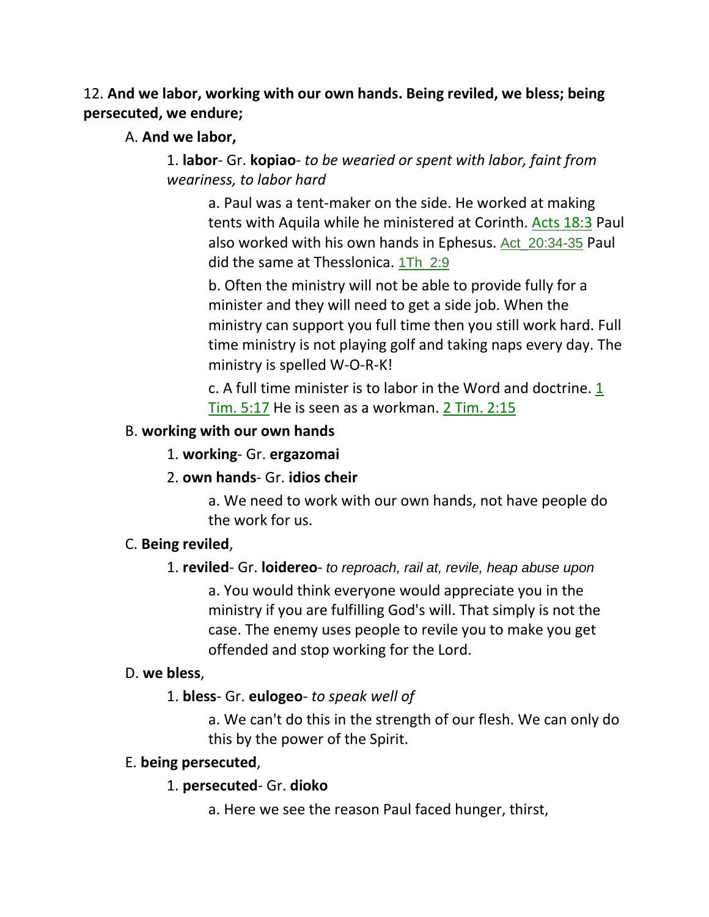12. **And we labor, working with our own hands. Being reviled, we bless; being persecuted, we endure;**

A. **And we labor,**

1. **labor**- Gr. **kopiao**- *to be wearied or spent with labor, faint from weariness, to labor hard*

a. Paul was a tent-maker on the side. He worked at making tents with Aquila while he ministered at Corinth. Acts 18:3 Paul also worked with his own hands in Ephesus. Act_20:34-35 Paul did the same at Thesslonica. 1Th_2:9

b. Often the ministry will not be able to provide fully for a minister and they will need to get a side job. When the ministry can support you full time then you still work hard. Full time ministry is not playing golf and taking naps every day. The ministry is spelled W-O-R-K!

c. A full time minister is to labor in the Word and doctrine. 1 Tim. 5:17 He is seen as a workman. 2 Tim. 2:15

B. **working with our own hands**

1. **working**- Gr. **ergazomai**

2. **own hands**- Gr. **idios cheir**

a. We need to work with our own hands, not have people do the work for us.

C. **Being reviled**,

1. **reviled**- Gr. **loidereo**- *to reproach, rail at, revile, heap abuse upon*

a. You would think everyone would appreciate you in the ministry if you are fulfilling God's will. That simply is not the case. The enemy uses people to revile you to make you get offended and stop working for the Lord.

D. **we bless**,

1. **bless**- Gr. **eulogeo**- *to speak well of*

a. We can't do this in the strength of our flesh. We can only do this by the power of the Spirit.

E. **being persecuted**,

1. **persecuted**- Gr. **dioko**

a. Here we see the reason Paul faced hunger, thirst,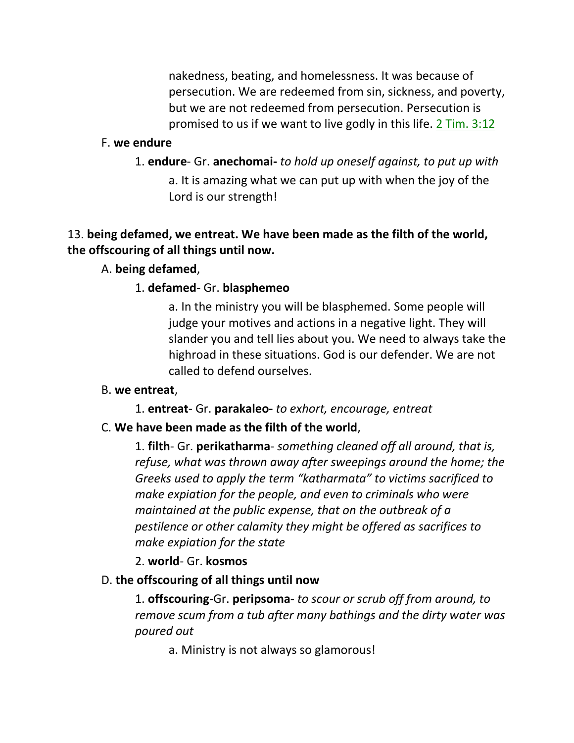nakedness, beating, and homelessness. It was because of persecution. We are redeemed from sin, sickness, and poverty, but we are not redeemed from persecution. Persecution is promised to us if we want to live godly in this life. 2 Tim. 3:12

F. **we endure**

1. **endure**- Gr. **anechomai-** *to hold up oneself against, to put up with*

a. It is amazing what we can put up with when the joy of the Lord is our strength!

13. **being defamed, we entreat. We have been made as the filth of the world, the offscouring of all things until now.**

A. **being defamed**,

1. **defamed**- Gr. **blasphemeo**

a. In the ministry you will be blasphemed. Some people will judge your motives and actions in a negative light. They will slander you and tell lies about you. We need to always take the highroad in these situations. God is our defender. We are not called to defend ourselves.

B. **we entreat**,

1. **entreat**- Gr. **parakaleo-** *to exhort, encourage, entreat*

C. **We have been made as the filth of the world**,

1. **filth**- Gr. **perikatharma**- *something cleaned off all around, that is, refuse, what was thrown away after sweepings around the home; the Greeks used to apply the term "katharmata" to victims sacrificed to make expiation for the people, and even to criminals who were maintained at the public expense, that on the outbreak of a pestilence or other calamity they might be offered as sacrifices to make expiation for the state*

2. **world**- Gr. **kosmos**

D. **the offscouring of all things until now**

1. **offscouring**-Gr. **peripsoma**- *to scour or scrub off from around, to remove scum from a tub after many bathings and the dirty water was poured out*

a. Ministry is not always so glamorous!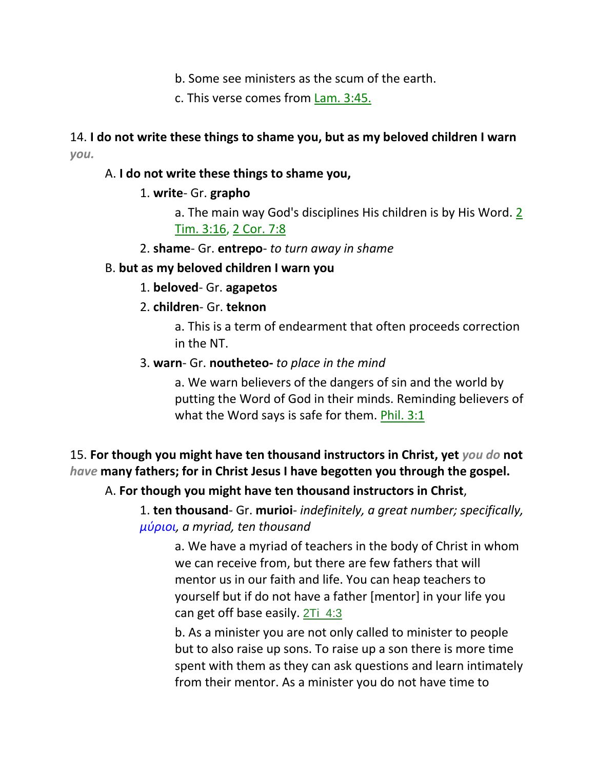b. Some see ministers as the scum of the earth.

c. This verse comes from Lam. 3:45.

14. **I do not write these things to shame you, but as my beloved children I warn** ***you.***

A. **I do not write these things to shame you,**

1. **write**- Gr. **grapho**

a. The main way God's disciplines His children is by His Word. 2 Tim. 3:16, 2 Cor. 7:8

2. **shame**- Gr. **entrepo**- *to turn away in shame*

B. **but as my beloved children I warn you**

1. **beloved**- Gr. **agapetos**

2. **children**- Gr. **teknon**

a. This is a term of endearment that often proceeds correction in the NT.

3. **warn**- Gr. **noutheteo-** *to place in the mind*

a. We warn believers of the dangers of sin and the world by putting the Word of God in their minds. Reminding believers of what the Word says is safe for them. Phil. 3:1

15. **For though you might have ten thousand instructors in Christ, yet** ***you do*** **not** ***have*** **many fathers; for in Christ Jesus I have begotten you through the gospel.**

A. **For though you might have ten thousand instructors in Christ**,

1. **ten thousand**- Gr. **murioi**- *indefinitely, a great number; specifically, μύριοι, a myriad, ten thousand*

a. We have a myriad of teachers in the body of Christ in whom we can receive from, but there are few fathers that will mentor us in our faith and life. You can heap teachers to yourself but if do not have a father [mentor] in your life you can get off base easily. 2Ti 4:3

b. As a minister you are not only called to minister to people but to also raise up sons. To raise up a son there is more time spent with them as they can ask questions and learn intimately from their mentor. As a minister you do not have time to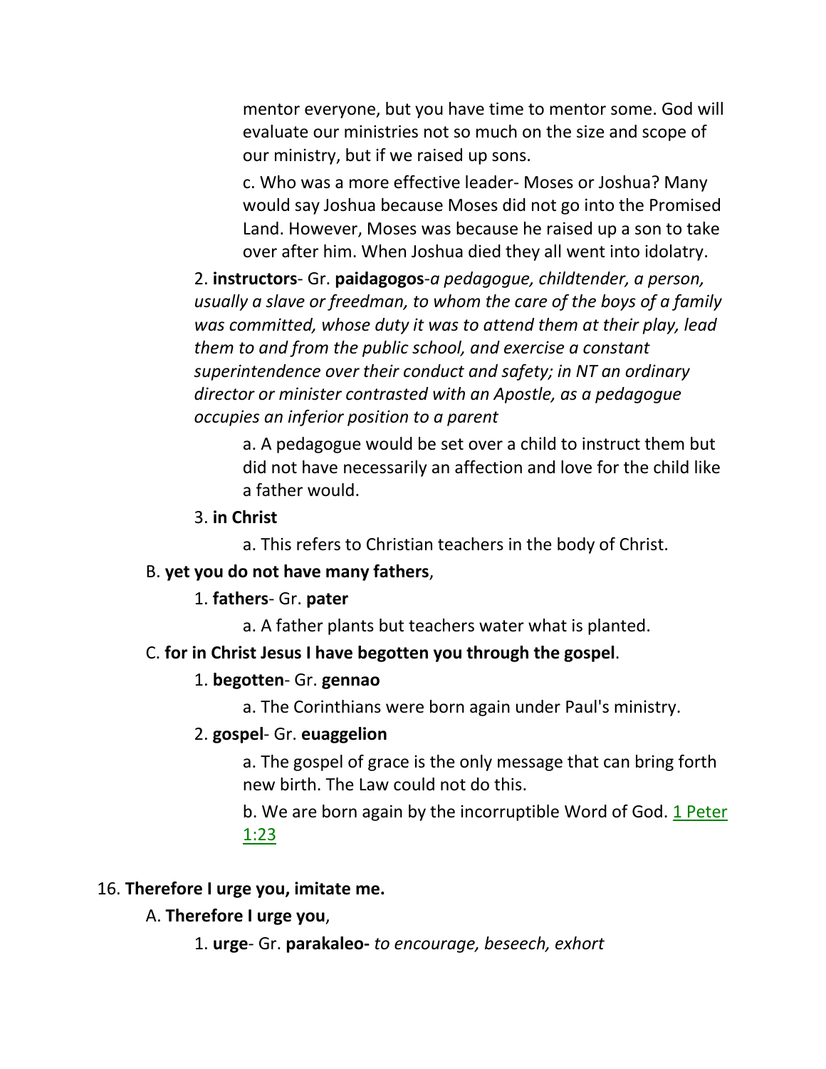mentor everyone, but you have time to mentor some. God will evaluate our ministries not so much on the size and scope of our ministry, but if we raised up sons.

c. Who was a more effective leader- Moses or Joshua? Many would say Joshua because Moses did not go into the Promised Land. However, Moses was because he raised up a son to take over after him. When Joshua died they all went into idolatry.

2. **instructors**- Gr. **paidagogos**-*a pedagogue, childtender, a person, usually a slave or freedman, to whom the care of the boys of a family was committed, whose duty it was to attend them at their play, lead them to and from the public school, and exercise a constant superintendence over their conduct and safety; in NT an ordinary director or minister contrasted with an Apostle, as a pedagogue occupies an inferior position to a parent*

a. A pedagogue would be set over a child to instruct them but did not have necessarily an affection and love for the child like a father would.

3. **in Christ**

a. This refers to Christian teachers in the body of Christ.

B. **yet you do not have many fathers**,

1. **fathers**- Gr. **pater**

a. A father plants but teachers water what is planted.

C. **for in Christ Jesus I have begotten you through the gospel**.

1. **begotten**- Gr. **gennao**

a. The Corinthians were born again under Paul's ministry.

2. **gospel**- Gr. **euaggelion**

a. The gospel of grace is the only message that can bring forth new birth. The Law could not do this.

b. We are born again by the incorruptible Word of God. 1 Peter 1:23

16. **Therefore I urge you, imitate me.**

A. **Therefore I urge you**,

1. **urge**- Gr. **parakaleo-** *to encourage, beseech, exhort*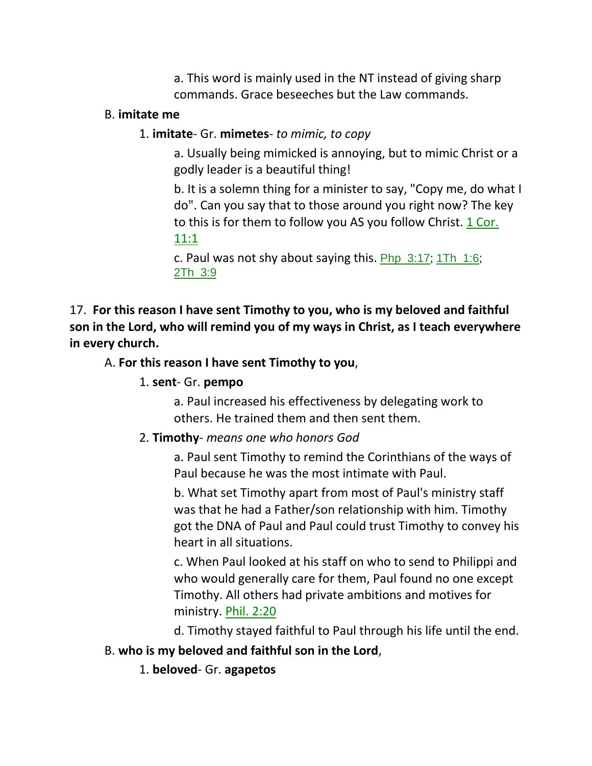a. This word is mainly used in the NT instead of giving sharp commands. Grace beseeches but the Law commands.

B. **imitate me**

1. **imitate**- Gr. **mimetes**- *to mimic, to copy*

a. Usually being mimicked is annoying, but to mimic Christ or a godly leader is a beautiful thing!

b. It is a solemn thing for a minister to say, "Copy me, do what I do". Can you say that to those around you right now? The key to this is for them to follow you AS you follow Christ. 1 Cor. 11:1

c. Paul was not shy about saying this. Php 3:17; 1Th 1:6; 2Th 3:9

17. **For this reason I have sent Timothy to you, who is my beloved and faithful son in the Lord, who will remind you of my ways in Christ, as I teach everywhere in every church.**

A. **For this reason I have sent Timothy to you**,

1. **sent**- Gr. **pempo**

a. Paul increased his effectiveness by delegating work to others. He trained them and then sent them.

2. **Timothy**- *means one who honors God*

a. Paul sent Timothy to remind the Corinthians of the ways of Paul because he was the most intimate with Paul.

b. What set Timothy apart from most of Paul's ministry staff was that he had a Father/son relationship with him. Timothy got the DNA of Paul and Paul could trust Timothy to convey his heart in all situations.

c. When Paul looked at his staff on who to send to Philippi and who would generally care for them, Paul found no one except Timothy. All others had private ambitions and motives for ministry. Phil. 2:20

d. Timothy stayed faithful to Paul through his life until the end.

B. **who is my beloved and faithful son in the Lord**,

1. **beloved**- Gr. **agapetos**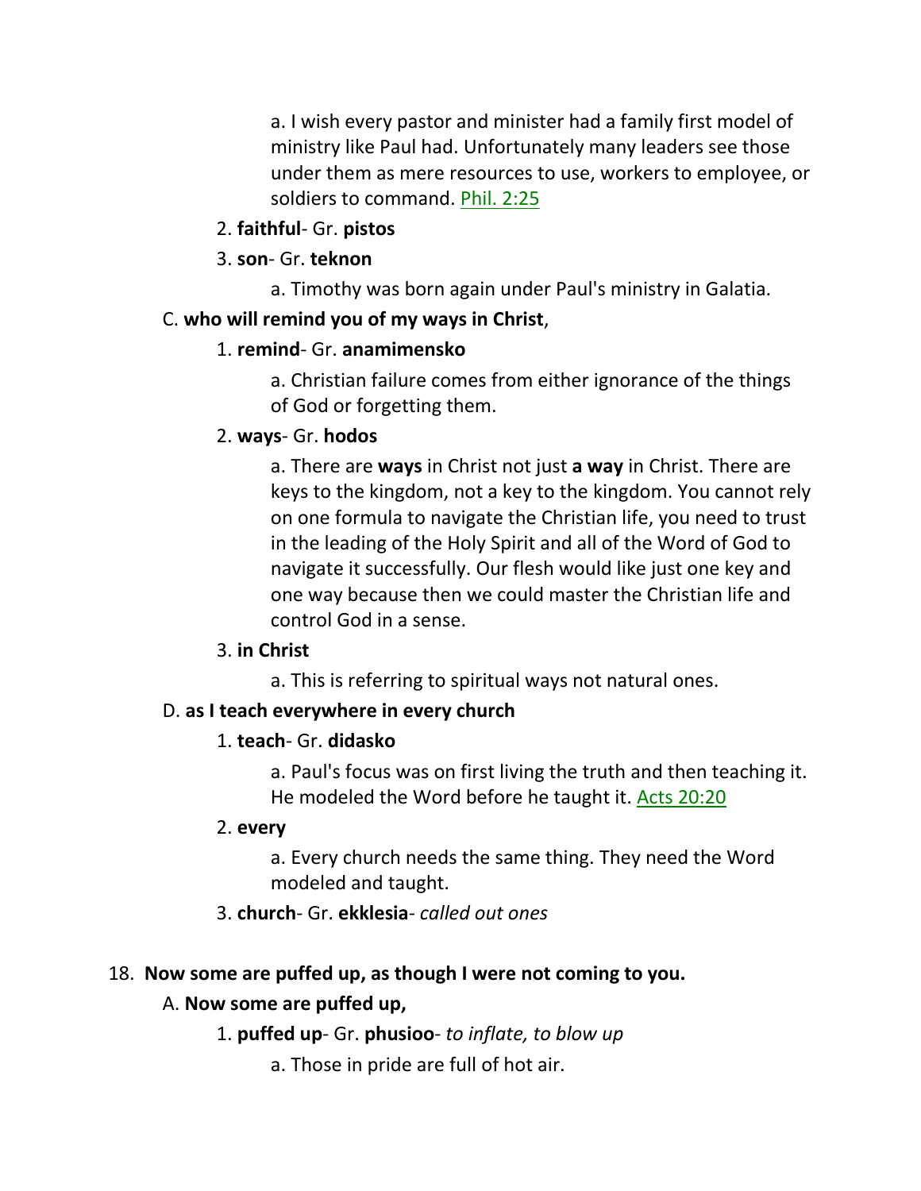a. I wish every pastor and minister had a family first model of ministry like Paul had. Unfortunately many leaders see those under them as mere resources to use, workers to employee, or soldiers to command. Phil. 2:25

2. **faithful**- Gr. **pistos**

3. **son**- Gr. **teknon**

a. Timothy was born again under Paul's ministry in Galatia.

C. **who will remind you of my ways in Christ**,

1. **remind**- Gr. **anamimensko**

a. Christian failure comes from either ignorance of the things of God or forgetting them.

2. **ways**- Gr. **hodos**

a. There are **ways** in Christ not just **a way** in Christ. There are keys to the kingdom, not a key to the kingdom. You cannot rely on one formula to navigate the Christian life, you need to trust in the leading of the Holy Spirit and all of the Word of God to navigate it successfully. Our flesh would like just one key and one way because then we could master the Christian life and control God in a sense.

3. **in Christ**

a. This is referring to spiritual ways not natural ones.

D. **as I teach everywhere in every church**

1. **teach**- Gr. **didasko**

a. Paul's focus was on first living the truth and then teaching it. He modeled the Word before he taught it. Acts 20:20

2. **every**

a. Every church needs the same thing. They need the Word modeled and taught.

3. **church**- Gr. **ekklesia**- *called out ones*

18. **Now some are puffed up, as though I were not coming to you.**

A. **Now some are puffed up,**

1. **puffed up**- Gr. **phusioo**- *to inflate, to blow up*

a. Those in pride are full of hot air.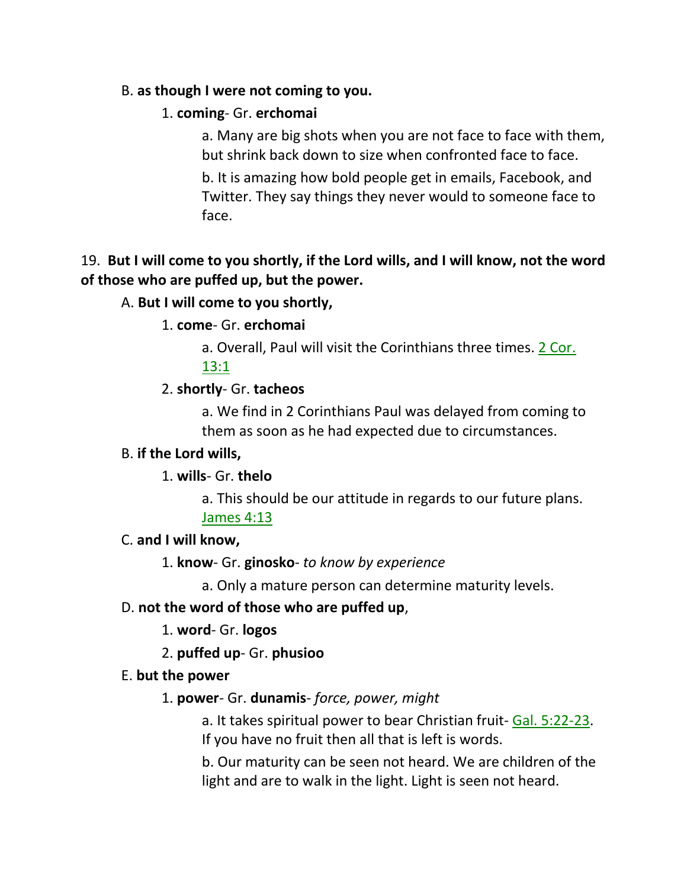B. **as though I were not coming to you.**

1. **coming**- Gr. **erchomai**

a. Many are big shots when you are not face to face with them, but shrink back down to size when confronted face to face.

b. It is amazing how bold people get in emails, Facebook, and Twitter. They say things they never would to someone face to face.

19. **But I will come to you shortly, if the Lord wills, and I will know, not the word of those who are puffed up, but the power.**

A. **But I will come to you shortly,**

1. **come**- Gr. **erchomai**

a. Overall, Paul will visit the Corinthians three times. 2 Cor. 13:1

2. **shortly**- Gr. **tacheos**

a. We find in 2 Corinthians Paul was delayed from coming to them as soon as he had expected due to circumstances.

B. **if the Lord wills,**

1. **wills**- Gr. **thelo**

a. This should be our attitude in regards to our future plans. James 4:13

C. **and I will know,**

1. **know**- Gr. **ginosko**- *to know by experience*

a. Only a mature person can determine maturity levels.

D. **not the word of those who are puffed up**,

1. **word**- Gr. **logos**

2. **puffed up**- Gr. **phusioo**

E. **but the power**

1. **power**- Gr. **dunamis**- *force, power, might*

a. It takes spiritual power to bear Christian fruit- Gal. 5:22-23. If you have no fruit then all that is left is words.

b. Our maturity can be seen not heard. We are children of the light and are to walk in the light. Light is seen not heard.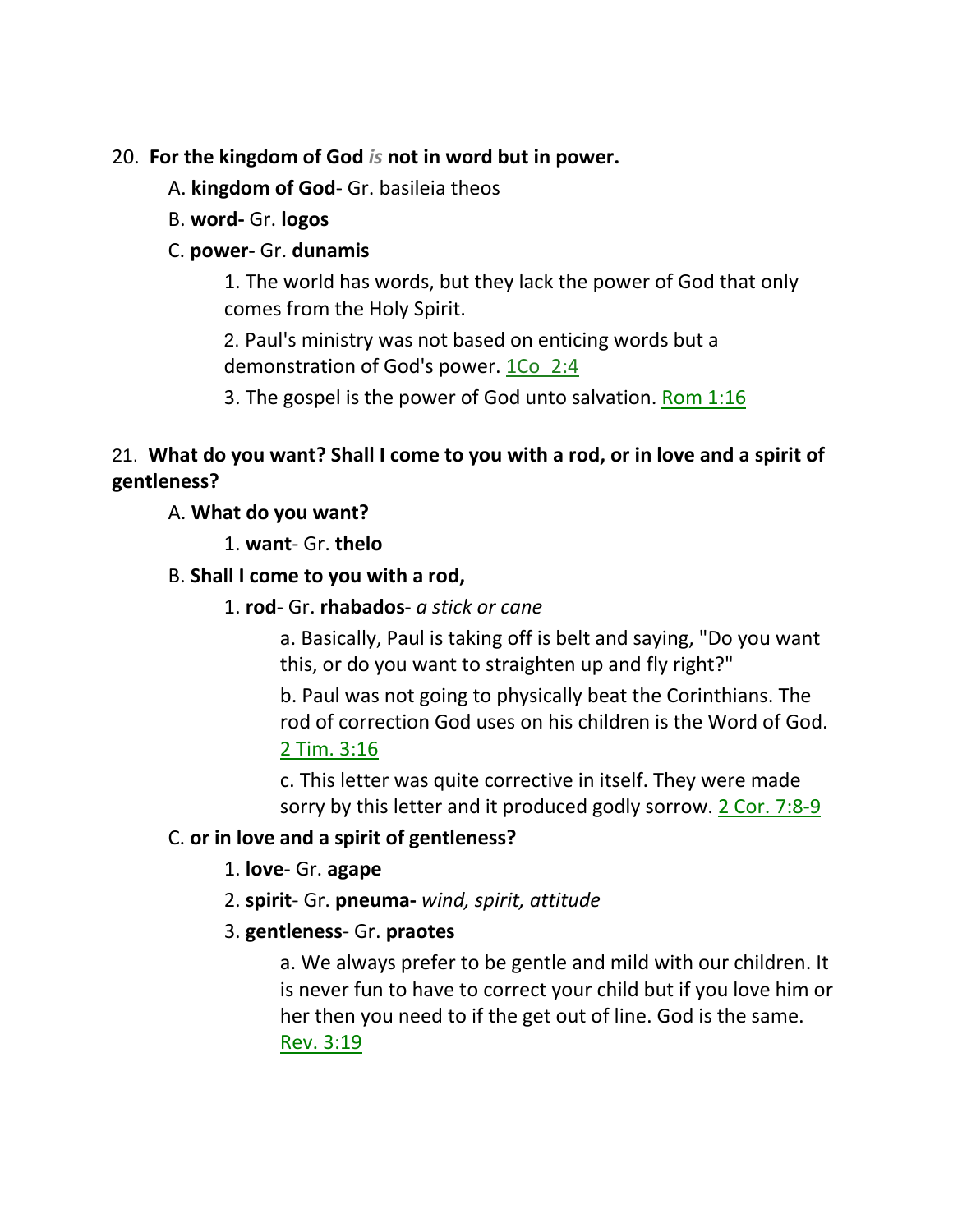20. **For the kingdom of God *is* not in word but in power.**

A. **kingdom of God**- Gr. basileia theos

B. **word-** Gr. **logos**

C. **power-** Gr. **dunamis**

1. The world has words, but they lack the power of God that only comes from the Holy Spirit.

2. Paul's ministry was not based on enticing words but a demonstration of God's power. 1Co 2:4

3. The gospel is the power of God unto salvation. Rom 1:16

21. **What do you want? Shall I come to you with a rod, or in love and a spirit of gentleness?**

A. **What do you want?**

1. **want**- Gr. **thelo**

B. **Shall I come to you with a rod,**

1. **rod**- Gr. **rhabados**- *a stick or cane*

a. Basically, Paul is taking off is belt and saying, "Do you want this, or do you want to straighten up and fly right?"

b. Paul was not going to physically beat the Corinthians. The rod of correction God uses on his children is the Word of God. 2 Tim. 3:16

c. This letter was quite corrective in itself. They were made sorry by this letter and it produced godly sorrow. 2 Cor. 7:8-9

C. **or in love and a spirit of gentleness?**

1. **love**- Gr. **agape**

2. **spirit**- Gr. **pneuma-** *wind, spirit, attitude*

3. **gentleness**- Gr. **praotes**

a. We always prefer to be gentle and mild with our children. It is never fun to have to correct your child but if you love him or her then you need to if the get out of line. God is the same. Rev. 3:19